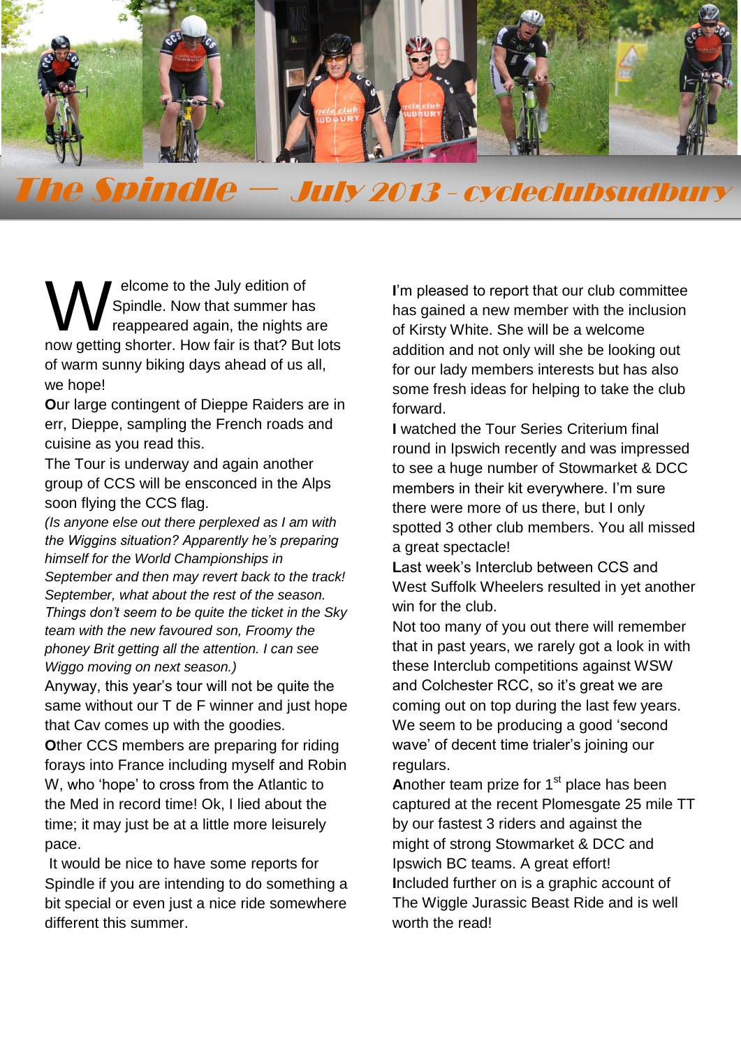# The Spindle — July 2013 - cycleclubsudbury

Welcome to the July edition of Spindle. Now that summer has reappeared again, the nights are now getting shorter. How fair is that? But lots of warm sunny biking days ahead of us all, we hope!

**O**ur large contingent of Dieppe Raiders are in err, Dieppe, sampling the French roads and cuisine as you read this.

The Tour is underway and again another group of CCS will be ensconced in the Alps soon flying the CCS flag.

*(Is anyone else out there perplexed as I am with the Wiggins situation? Apparently he's preparing himself for the World Championships in September and then may revert back to the track! September, what about the rest of the season. Things don't seem to be quite the ticket in the Sky team with the new favoured son, Froomy the phoney Brit getting all the attention. I can see Wiggo moving on next season.)*

Anyway, this year's tour will not be quite the same without our T de F winner and just hope that Cav comes up with the goodies.

**O**ther CCS members are preparing for riding forays into France including myself and Robin W, who 'hope' to cross from the Atlantic to the Med in record time! Ok, I lied about the time; it may just be at a little more leisurely pace.

It would be nice to have some reports for Spindle if you are intending to do something a bit special or even just a nice ride somewhere different this summer.

**I**'m pleased to report that our club committee has gained a new member with the inclusion of Kirsty White. She will be a welcome addition and not only will she be looking out for our lady members interests but has also some fresh ideas for helping to take the club forward.

**I** watched the Tour Series Criterium final round in Ipswich recently and was impressed to see a huge number of Stowmarket & DCC members in their kit everywhere. I'm sure there were more of us there, but I only spotted 3 other club members. You all missed a great spectacle!

**L**ast week's Interclub between CCS and West Suffolk Wheelers resulted in yet another win for the club.

Not too many of you out there will remember that in past years, we rarely got a look in with these Interclub competitions against WSW and Colchester RCC, so it's great we are coming out on top during the last few years. We seem to be producing a good 'second wave' of decent time trialer's joining our regulars.

**A**nother team prize for 1st place has been captured at the recent Plomesgate 25 mile TT by our fastest 3 riders and against the might of strong Stowmarket & DCC and Ipswich BC teams. A great effort!

**I**ncluded further on is a graphic account of The Wiggle Jurassic Beast Ride and is well worth the read!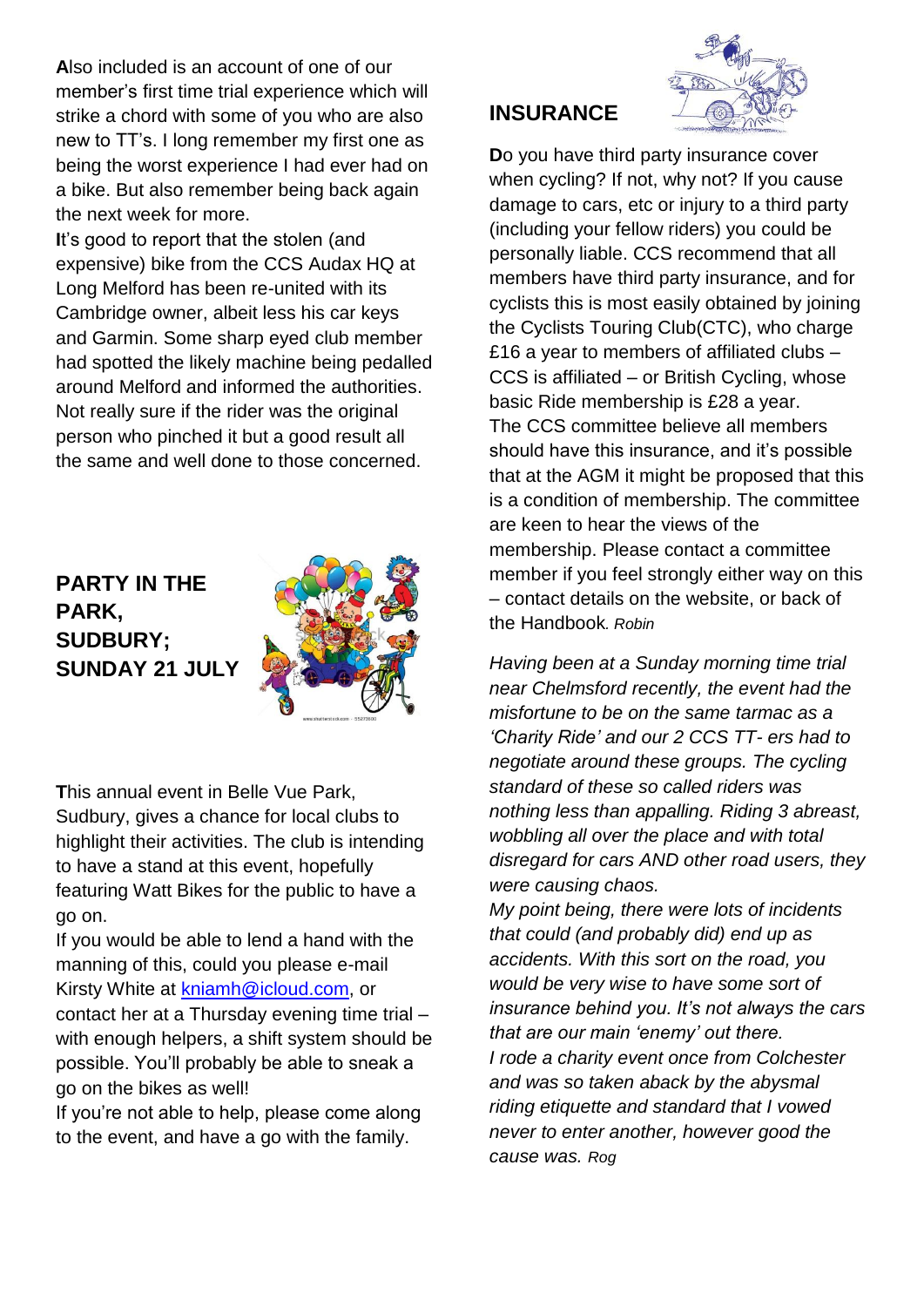**A**lso included is an account of one of our member's first time trial experience which will strike a chord with some of you who are also new to TT's. I long remember my first one as being the worst experience I had ever had on a bike. But also remember being back again the next week for more.

**I**t's good to report that the stolen (and expensive) bike from the CCS Audax HQ at Long Melford has been re-united with its Cambridge owner, albeit less his car keys and Garmin. Some sharp eyed club member had spotted the likely machine being pedalled around Melford and informed the authorities. Not really sure if the rider was the original person who pinched it but a good result all the same and well done to those concerned.

## PARTY IN THE PARK, SUDBURY; SUNDAY 21 JULY

**T**his annual event in Belle Vue Park, Sudbury, gives a chance for local clubs to highlight their activities. The club is intending to have a stand at this event, hopefully featuring Watt Bikes for the public to have a go on.

If you would be able to lend a hand with the manning of this, could you please e-mail Kirsty White at kniamh@icloud.com, or contact her at a Thursday evening time trial – with enough helpers, a shift system should be possible. You'll probably be able to sneak a go on the bikes as well!

If you're not able to help, please come along to the event, and have a go with the family.

## INSURANCE

**D**o you have third party insurance cover when cycling? If not, why not? If you cause damage to cars, etc or injury to a third party (including your fellow riders) you could be personally liable. CCS recommend that all members have third party insurance, and for cyclists this is most easily obtained by joining the Cyclists Touring Club(CTC), who charge £16 a year to members of affiliated clubs – CCS is affiliated – or British Cycling, whose basic Ride membership is £28 a year.

The CCS committee believe all members should have this insurance, and it's possible that at the AGM it might be proposed that this is a condition of membership. The committee are keen to hear the views of the membership. Please contact a committee member if you feel strongly either way on this – contact details on the website, or back of the Handbook. *Robin*

*Having been at a Sunday morning time trial near Chelmsford recently, the event had the misfortune to be on the same tarmac as a 'Charity Ride' and our 2 CCS TT- ers had to negotiate around these groups. The cycling standard of these so called riders was nothing less than appalling. Riding 3 abreast, wobbling all over the place and with total disregard for cars AND other road users, they were causing chaos.*

*My point being, there were lots of incidents that could (and probably did) end up as accidents. With this sort on the road, you would be very wise to have some sort of insurance behind you. It's not always the cars that are our main 'enemy' out there.*

*I rode a charity event once from Colchester and was so taken aback by the abysmal riding etiquette and standard that I vowed never to enter another, however good the cause was. Rog*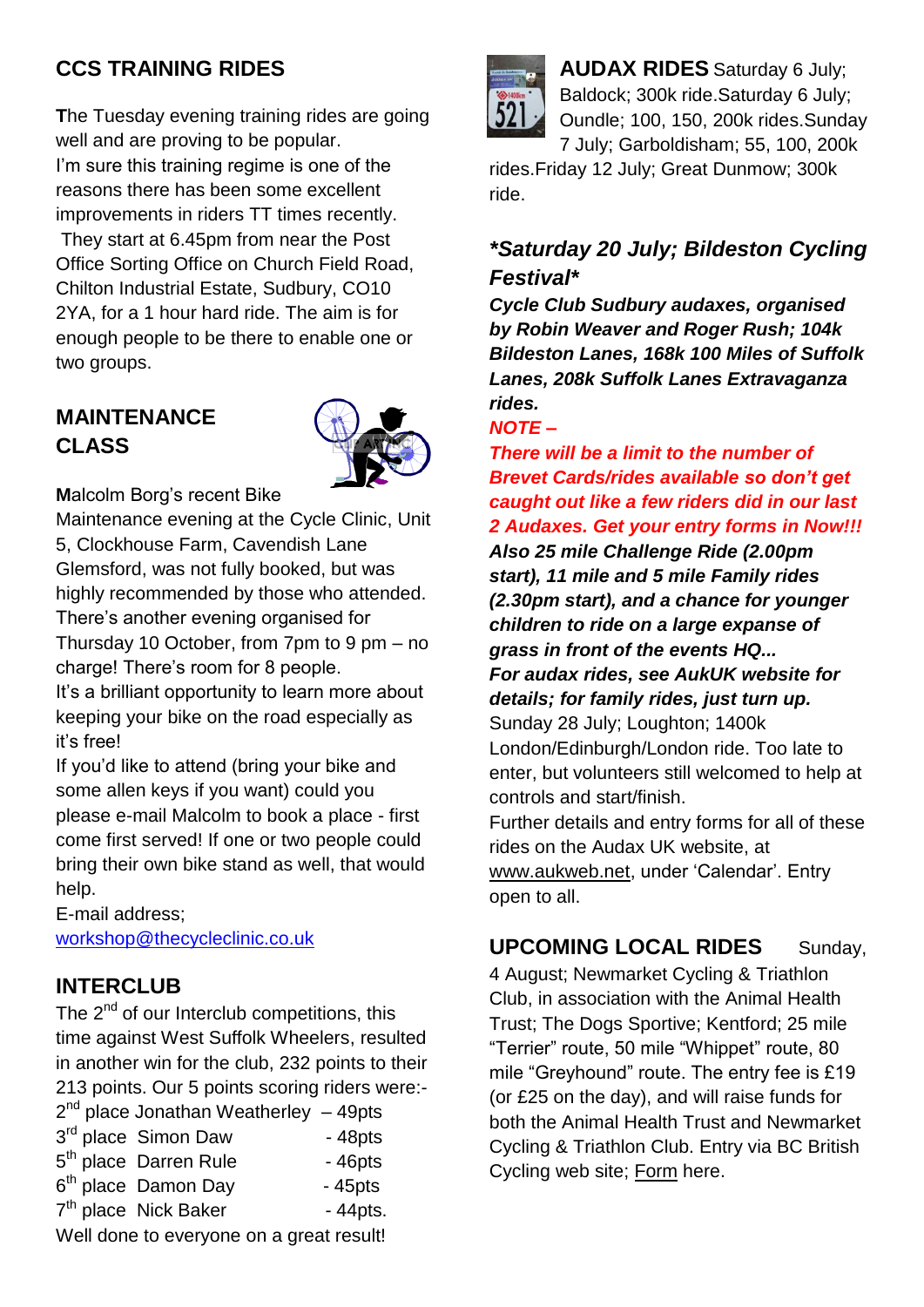## CCS TRAINING RIDES

**T**he Tuesday evening training rides are going well and are proving to be popular.
I'm sure this training regime is one of the reasons there has been some excellent improvements in riders TT times recently.
They start at 6.45pm from near the Post Office Sorting Office on Church Field Road, Chilton Industrial Estate, Sudbury, CO10 2YA, for a 1 hour hard ride. The aim is for enough people to be there to enable one or two groups.

## MAINTENANCE CLASS

**M**alcolm Borg's recent Bike Maintenance evening at the Cycle Clinic, Unit 5, Clockhouse Farm, Cavendish Lane Glemsford, was not fully booked, but was highly recommended by those who attended.
There's another evening organised for Thursday 10 October, from 7pm to 9 pm – no charge! There's room for 8 people.
It's a brilliant opportunity to learn more about keeping your bike on the road especially as it's free!
If you'd like to attend (bring your bike and some allen keys if you want) could you please e-mail Malcolm to book a place - first come first served! If one or two people could bring their own bike stand as well, that would help.
E-mail address;
workshop@thecycleclinic.co.uk

## INTERCLUB

The 2nd of our Interclub competitions, this time against West Suffolk Wheelers, resulted in another win for the club, 232 points to their 213 points. Our 5 points scoring riders were:-

2nd place Jonathan Weatherley – 49pts
3rd place Simon Daw - 48pts
5th place Darren Rule - 46pts
6th place Damon Day - 45pts
7th place Nick Baker - 44pts.

Well done to everyone on a great result!

## AUDAX RIDES

Saturday 6 July; Baldock; 300k ride. Saturday 6 July; Oundle; 100, 150, 200k rides. Sunday 7 July; Garboldisham; 55, 100, 200k rides. Friday 12 July; Great Dunmow; 300k ride.

### *\*Saturday 20 July; Bildeston Cycling Festival\**

***Cycle Club Sudbury audaxes, organised by Robin Weaver and Roger Rush; 104k Bildeston Lanes, 168k 100 Miles of Suffolk Lanes, 208k Suffolk Lanes Extravaganza rides.***

***NOTE –***

***There will be a limit to the number of Brevet Cards/rides available so don't get caught out like a few riders did in our last 2 Audaxes. Get your entry forms in Now!!!***

***Also 25 mile Challenge Ride (2.00pm start), 11 mile and 5 mile Family rides (2.30pm start), and a chance for younger children to ride on a large expanse of grass in front of the events HQ...***

***For audax rides, see AukUK website for details; for family rides, just turn up.***

Sunday 28 July; Loughton; 1400k London/Edinburgh/London ride. Too late to enter, but volunteers still welcomed to help at controls and start/finish.
Further details and entry forms for all of these rides on the Audax UK website, at www.aukweb.net, under 'Calendar'. Entry open to all.

## UPCOMING LOCAL RIDES

Sunday, 4 August; Newmarket Cycling & Triathlon Club, in association with the Animal Health Trust; The Dogs Sportive; Kentford; 25 mile "Terrier" route, 50 mile "Whippet" route, 80 mile "Greyhound" route. The entry fee is £19 (or £25 on the day), and will raise funds for both the Animal Health Trust and Newmarket Cycling & Triathlon Club. Entry via BC British Cycling web site; Form here.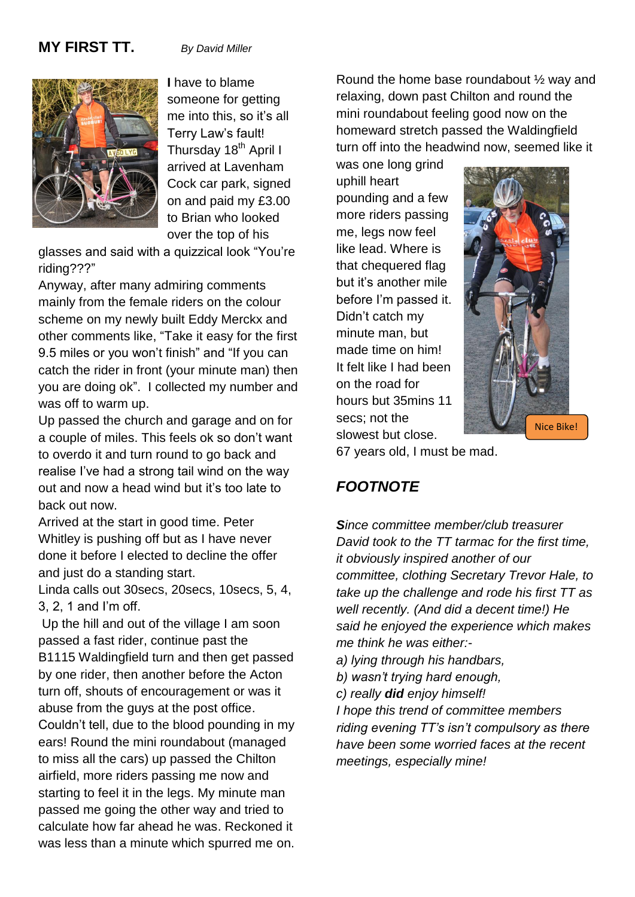## MY FIRST TT.

*By David Miller*

**I** have to blame someone for getting me into this, so it's all Terry Law's fault! Thursday 18th April I arrived at Lavenham Cock car park, signed on and paid my £3.00 to Brian who looked over the top of his glasses and said with a quizzical look "You're riding???"

Anyway, after many admiring comments mainly from the female riders on the colour scheme on my newly built Eddy Merckx and other comments like, "Take it easy for the first 9.5 miles or you won't finish" and "If you can catch the rider in front (your minute man) then you are doing ok". I collected my number and was off to warm up.

Up passed the church and garage and on for a couple of miles. This feels ok so don't want to overdo it and turn round to go back and realise I've had a strong tail wind on the way out and now a head wind but it's too late to back out now.

Arrived at the start in good time. Peter Whitley is pushing off but as I have never done it before I elected to decline the offer and just do a standing start.

Linda calls out 30secs, 20secs, 10secs, 5, 4, 3, 2, 1 and I'm off.

Up the hill and out of the village I am soon passed a fast rider, continue past the B1115 Waldingfield turn and then get passed by one rider, then another before the Acton turn off, shouts of encouragement or was it abuse from the guys at the post office. Couldn't tell, due to the blood pounding in my ears! Round the mini roundabout (managed to miss all the cars) up passed the Chilton airfield, more riders passing me now and starting to feel it in the legs. My minute man passed me going the other way and tried to calculate how far ahead he was. Reckoned it was less than a minute which spurred me on.

Round the home base roundabout ½ way and relaxing, down past Chilton and round the mini roundabout feeling good now on the homeward stretch passed the Waldingfield turn off into the headwind now, seemed like it was one long grind uphill heart pounding and a few more riders passing me, legs now feel like lead. Where is that chequered flag but it's another mile before I'm passed it. Didn't catch my minute man, but made time on him! It felt like I had been on the road for hours but 35mins 11 secs; not the slowest but close.

67 years old, I must be mad.

Nice Bike!

### *FOOTNOTE*

***S****ince committee member/club treasurer David took to the TT tarmac for the first time, it obviously inspired another of our committee, clothing Secretary Trevor Hale, to take up the challenge and rode his first TT as well recently. (And did a decent time!) He said he enjoyed the experience which makes me think he was either:-*

*a) lying through his handbars,*

*b) wasn't trying hard enough,*

*c) really* ***did*** *enjoy himself!*

*I hope this trend of committee members riding evening TT's isn't compulsory as there have been some worried faces at the recent meetings, especially mine!*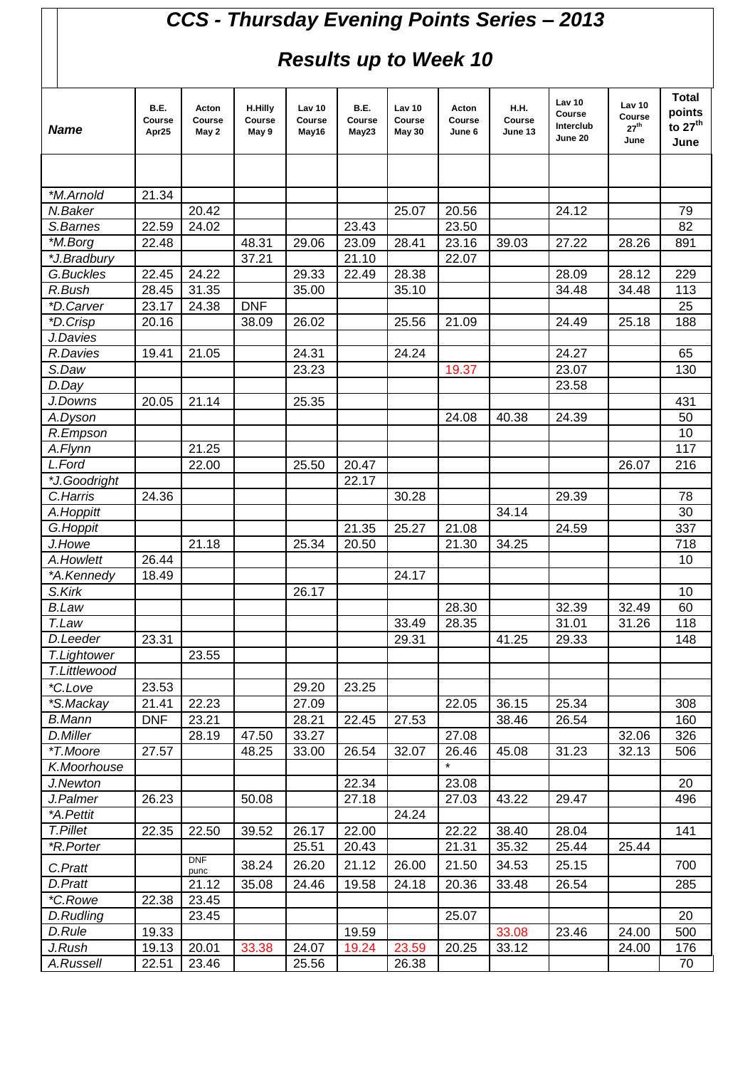# CCS - Thursday Evening Points Series – 2013

## Results up to Week 10

| Name | B.E. Course Apr25 | Acton Course May 2 | H.Hilly Course May 9 | Lav 10 Course May16 | B.E. Course May23 | Lav 10 Course May 30 | Acton Course June 6 | H.H. Course June 13 | Lav 10 Course Interclub June 20 | Lav 10 Course 27th June | Total points to 27th June |
|---|---|---|---|---|---|---|---|---|---|---|---|
| | | | | | | | | | | | |
| *M.Arnold | 21.34 | | | | | | | | | | |
| N.Baker | | 20.42 | | | | 25.07 | 20.56 | | 24.12 | | 79 |
| S.Barnes | 22.59 | 24.02 | | | 23.43 | | 23.50 | | | | 82 |
| *M.Borg | 22.48 | | 48.31 | 29.06 | 23.09 | 28.41 | 23.16 | 39.03 | 27.22 | 28.26 | 891 |
| *J.Bradbury | | | 37.21 | | 21.10 | | 22.07 | | | | |
| G.Buckles | 22.45 | 24.22 | | 29.33 | 22.49 | 28.38 | | | 28.09 | 28.12 | 229 |
| R.Bush | 28.45 | 31.35 | | 35.00 | | 35.10 | | | 34.48 | 34.48 | 113 |
| *D.Carver | 23.17 | 24.38 | DNF | | | | | | | | 25 |
| *D.Crisp | 20.16 | | 38.09 | 26.02 | | 25.56 | 21.09 | | 24.49 | 25.18 | 188 |
| J.Davies | | | | | | | | | | | |
| R.Davies | 19.41 | 21.05 | | 24.31 | | 24.24 | | | 24.27 | | 65 |
| S.Daw | | | | 23.23 | | | 19.37 | | 23.07 | | 130 |
| D.Day | | | | | | | | | 23.58 | | |
| J.Downs | 20.05 | 21.14 | | 25.35 | | | | | | | 431 |
| A.Dyson | | | | | | | 24.08 | 40.38 | 24.39 | | 50 |
| R.Empson | | | | | | | | | | | 10 |
| A.Flynn | | 21.25 | | | | | | | | | 117 |
| L.Ford | | 22.00 | | 25.50 | 20.47 | | | | | 26.07 | 216 |
| *J.Goodright | | | | | 22.17 | | | | | | |
| C.Harris | 24.36 | | | | | 30.28 | | | 29.39 | | 78 |
| A.Hoppitt | | | | | | | | 34.14 | | | 30 |
| G.Hoppit | | | | | 21.35 | 25.27 | 21.08 | | 24.59 | | 337 |
| J.Howe | | 21.18 | | 25.34 | 20.50 | | 21.30 | 34.25 | | | 718 |
| A.Howlett | 26.44 | | | | | | | | | | 10 |
| *A.Kennedy | 18.49 | | | | | 24.17 | | | | | |
| S.Kirk | | | | 26.17 | | | | | | | 10 |
| B.Law | | | | | | | 28.30 | | 32.39 | 32.49 | 60 |
| T.Law | | | | | | 33.49 | 28.35 | | 31.01 | 31.26 | 118 |
| D.Leeder | 23.31 | | | | | 29.31 | | 41.25 | 29.33 | | 148 |
| T.Lightower | | 23.55 | | | | | | | | | |
| T.Littlewood | | | | | | | | | | | |
| *C.Love | 23.53 | | | 29.20 | 23.25 | | | | | | |
| *S.Mackay | 21.41 | 22.23 | | 27.09 | | | 22.05 | 36.15 | 25.34 | | 308 |
| B.Mann | DNF | 23.21 | | 28.21 | 22.45 | 27.53 | | 38.46 | 26.54 | | 160 |
| D.Miller | | 28.19 | 47.50 | 33.27 | | | 27.08 | | | 32.06 | 326 |
| *T.Moore | 27.57 | | 48.25 | 33.00 | 26.54 | 32.07 | 26.46 | 45.08 | 31.23 | 32.13 | 506 |
| K.Moorhouse | | | | | | | * | | | | |
| J.Newton | | | | | 22.34 | | 23.08 | | | | 20 |
| J.Palmer | 26.23 | | 50.08 | | 27.18 | | 27.03 | 43.22 | 29.47 | | 496 |
| *A.Pettit | | | | | | 24.24 | | | | | |
| T.Pillet | 22.35 | 22.50 | 39.52 | 26.17 | 22.00 | | 22.22 | 38.40 | 28.04 | | 141 |
| *R.Porter | | | | 25.51 | 20.43 | | 21.31 | 35.32 | 25.44 | 25.44 | |
| C.Pratt | | DNF punc | 38.24 | 26.20 | 21.12 | 26.00 | 21.50 | 34.53 | 25.15 | | 700 |
| D.Pratt | | 21.12 | 35.08 | 24.46 | 19.58 | 24.18 | 20.36 | 33.48 | 26.54 | | 285 |
| *C.Rowe | 22.38 | 23.45 | | | | | | | | | |
| D.Rudling | | 23.45 | | | | | 25.07 | | | | 20 |
| D.Rule | 19.33 | | | | 19.59 | | | 33.08 | 23.46 | 24.00 | 500 |
| J.Rush | 19.13 | 20.01 | 33.38 | 24.07 | 19.24 | 23.59 | 20.25 | 33.12 | | 24.00 | 176 |
| A.Russell | 22.51 | 23.46 | | 25.56 | | 26.38 | | | | | 70 |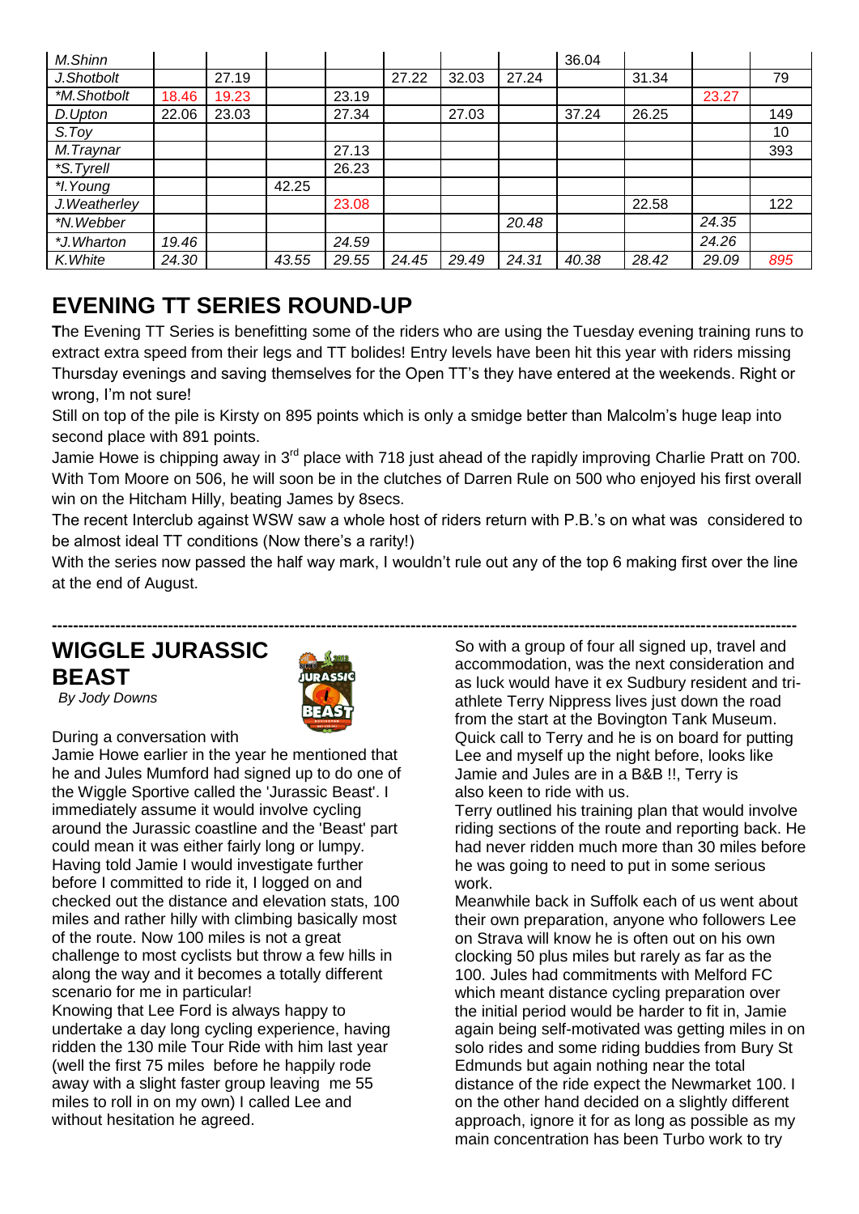| | | | | | | | | | | | |
|---|---|---|---|---|---|---|---|---|---|---|---|
| M.Shinn | | | | | | | | 36.04 | | | |
| J.Shotbolt | | 27.19 | | | 27.22 | 32.03 | 27.24 | | 31.34 | | 79 |
| *M.Shotbolt | 18.46 | 19.23 | | 23.19 | | | | | | 23.27 | |
| D.Upton | 22.06 | 23.03 | | 27.34 | | 27.03 | | 37.24 | 26.25 | | 149 |
| S.Toy | | | | | | | | | | | 10 |
| M.Traynar | | | | 27.13 | | | | | | | 393 |
| *S.Tyrell | | | | 26.23 | | | | | | | |
| *I.Young | | | 42.25 | | | | | | | | |
| J.Weatherley | | | | 23.08 | | | | | 22.58 | | 122 |
| *N.Webber | | | | | | | 20.48 | | | 24.35 | |
| *J.Wharton | 19.46 | | | 24.59 | | | | | | 24.26 | |
| K.White | 24.30 | | 43.55 | 29.55 | 24.45 | 29.49 | 24.31 | 40.38 | 28.42 | 29.09 | 895 |

# EVENING TT SERIES ROUND-UP

**T**he Evening TT Series is benefitting some of the riders who are using the Tuesday evening training runs to extract extra speed from their legs and TT bolides! Entry levels have been hit this year with riders missing Thursday evenings and saving themselves for the Open TT's they have entered at the weekends. Right or wrong, I'm not sure!

Still on top of the pile is Kirsty on 895 points which is only a smidge better than Malcolm's huge leap into second place with 891 points.

Jamie Howe is chipping away in 3rd place with 718 just ahead of the rapidly improving Charlie Pratt on 700. With Tom Moore on 506, he will soon be in the clutches of Darren Rule on 500 who enjoyed his first overall win on the Hitcham Hilly, beating James by 8secs.

The recent Interclub against WSW saw a whole host of riders return with P.B.'s on what was considered to be almost ideal TT conditions (Now there's a rarity!)

With the series now passed the half way mark, I wouldn't rule out any of the top 6 making first over the line at the end of August.

---

# WIGGLE JURASSIC BEAST

*By Jody Downs*

During a conversation with Jamie Howe earlier in the year he mentioned that he and Jules Mumford had signed up to do one of the Wiggle Sportive called the 'Jurassic Beast'. I immediately assume it would involve cycling around the Jurassic coastline and the 'Beast' part could mean it was either fairly long or lumpy. Having told Jamie I would investigate further before I committed to ride it, I logged on and checked out the distance and elevation stats, 100 miles and rather hilly with climbing basically most of the route. Now 100 miles is not a great challenge to most cyclists but throw a few hills in along the way and it becomes a totally different scenario for me in particular!

Knowing that Lee Ford is always happy to undertake a day long cycling experience, having ridden the 130 mile Tour Ride with him last year (well the first 75 miles before he happily rode away with a slight faster group leaving me 55 miles to roll in on my own) I called Lee and without hesitation he agreed.

So with a group of four all signed up, travel and accommodation, was the next consideration and as luck would have it ex Sudbury resident and tri-athlete Terry Nippress lives just down the road from the start at the Bovington Tank Museum. Quick call to Terry and he is on board for putting Lee and myself up the night before, looks like Jamie and Jules are in a B&B !!, Terry is also keen to ride with us.

Terry outlined his training plan that would involve riding sections of the route and reporting back. He had never ridden much more than 30 miles before he was going to need to put in some serious work.

Meanwhile back in Suffolk each of us went about their own preparation, anyone who followers Lee on Strava will know he is often out on his own clocking 50 plus miles but rarely as far as the 100. Jules had commitments with Melford FC which meant distance cycling preparation over the initial period would be harder to fit in, Jamie again being self-motivated was getting miles in on solo rides and some riding buddies from Bury St Edmunds but again nothing near the total distance of the ride expect the Newmarket 100. I on the other hand decided on a slightly different approach, ignore it for as long as possible as my main concentration has been Turbo work to try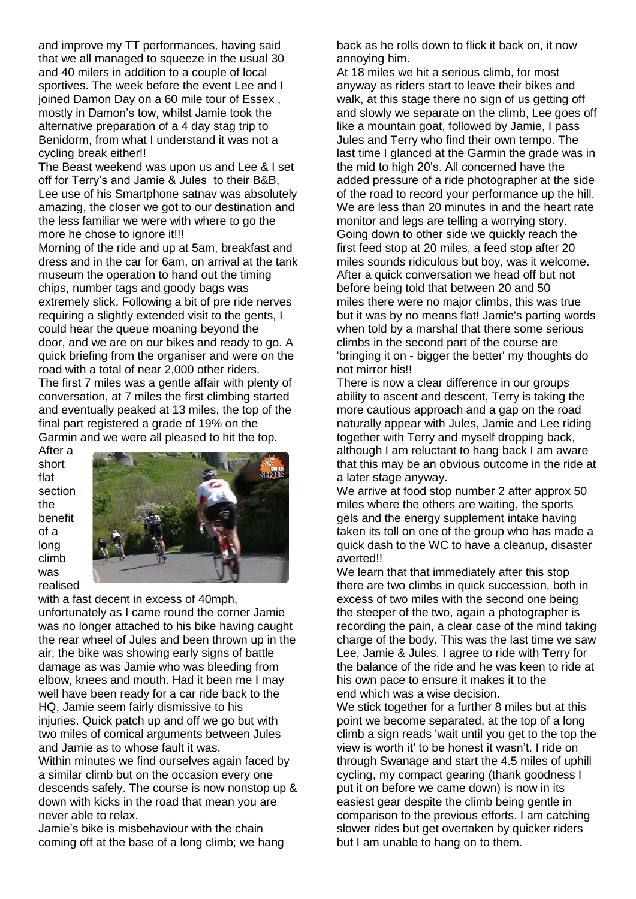and improve my TT performances, having said that we all managed to squeeze in the usual 30 and 40 milers in addition to a couple of local sportives. The week before the event Lee and I joined Damon Day on a 60 mile tour of Essex , mostly in Damon's tow, whilst Jamie took the alternative preparation of a 4 day stag trip to Benidorm, from what I understand it was not a cycling break either!!

The Beast weekend was upon us and Lee & I set off for Terry's and Jamie & Jules to their B&B, Lee use of his Smartphone satnav was absolutely amazing, the closer we got to our destination and the less familiar we were with where to go the more he chose to ignore it!!!

Morning of the ride and up at 5am, breakfast and dress and in the car for 6am, on arrival at the tank museum the operation to hand out the timing chips, number tags and goody bags was extremely slick. Following a bit of pre ride nerves requiring a slightly extended visit to the gents, I could hear the queue moaning beyond the door, and we are on our bikes and ready to go. A quick briefing from the organiser and were on the road with a total of near 2,000 other riders.

The first 7 miles was a gentle affair with plenty of conversation, at 7 miles the first climbing started and eventually peaked at 13 miles, the top of the final part registered a grade of 19% on the Garmin and we were all pleased to hit the top.

After a short flat section the benefit of a long climb was realised with a fast decent in excess of 40mph, unfortunately as I came round the corner Jamie was no longer attached to his bike having caught the rear wheel of Jules and been thrown up in the air, the bike was showing early signs of battle damage as was Jamie who was bleeding from elbow, knees and mouth. Had it been me I may well have been ready for a car ride back to the HQ, Jamie seem fairly dismissive to his injuries. Quick patch up and off we go but with two miles of comical arguments between Jules and Jamie as to whose fault it was.

Within minutes we find ourselves again faced by a similar climb but on the occasion every one descends safely. The course is now nonstop up & down with kicks in the road that mean you are never able to relax.

Jamie's bike is misbehaviour with the chain coming off at the base of a long climb; we hang back as he rolls down to flick it back on, it now annoying him.

At 18 miles we hit a serious climb, for most anyway as riders start to leave their bikes and walk, at this stage there no sign of us getting off and slowly we separate on the climb, Lee goes off like a mountain goat, followed by Jamie, I pass Jules and Terry who find their own tempo. The last time I glanced at the Garmin the grade was in the mid to high 20's. All concerned have the added pressure of a ride photographer at the side of the road to record your performance up the hill. We are less than 20 minutes in and the heart rate monitor and legs are telling a worrying story. Going down to other side we quickly reach the first feed stop at 20 miles, a feed stop after 20 miles sounds ridiculous but boy, was it welcome. After a quick conversation we head off but not before being told that between 20 and 50 miles there were no major climbs, this was true but it was by no means flat! Jamie's parting words when told by a marshal that there some serious climbs in the second part of the course are 'bringing it on - bigger the better' my thoughts do not mirror his!!

There is now a clear difference in our groups ability to ascent and descent, Terry is taking the more cautious approach and a gap on the road naturally appear with Jules, Jamie and Lee riding together with Terry and myself dropping back, although I am reluctant to hang back I am aware that this may be an obvious outcome in the ride at a later stage anyway.

We arrive at food stop number 2 after approx 50 miles where the others are waiting, the sports gels and the energy supplement intake having taken its toll on one of the group who has made a quick dash to the WC to have a cleanup, disaster averted!!

We learn that that immediately after this stop there are two climbs in quick succession, both in excess of two miles with the second one being the steeper of the two, again a photographer is recording the pain, a clear case of the mind taking charge of the body. This was the last time we saw Lee, Jamie & Jules. I agree to ride with Terry for the balance of the ride and he was keen to ride at his own pace to ensure it makes it to the end which was a wise decision.

We stick together for a further 8 miles but at this point we become separated, at the top of a long climb a sign reads 'wait until you get to the top the view is worth it' to be honest it wasn't. I ride on through Swanage and start the 4.5 miles of uphill cycling, my compact gearing (thank goodness I put it on before we came down) is now in its easiest gear despite the climb being gentle in comparison to the previous efforts. I am catching slower rides but get overtaken by quicker riders but I am unable to hang on to them.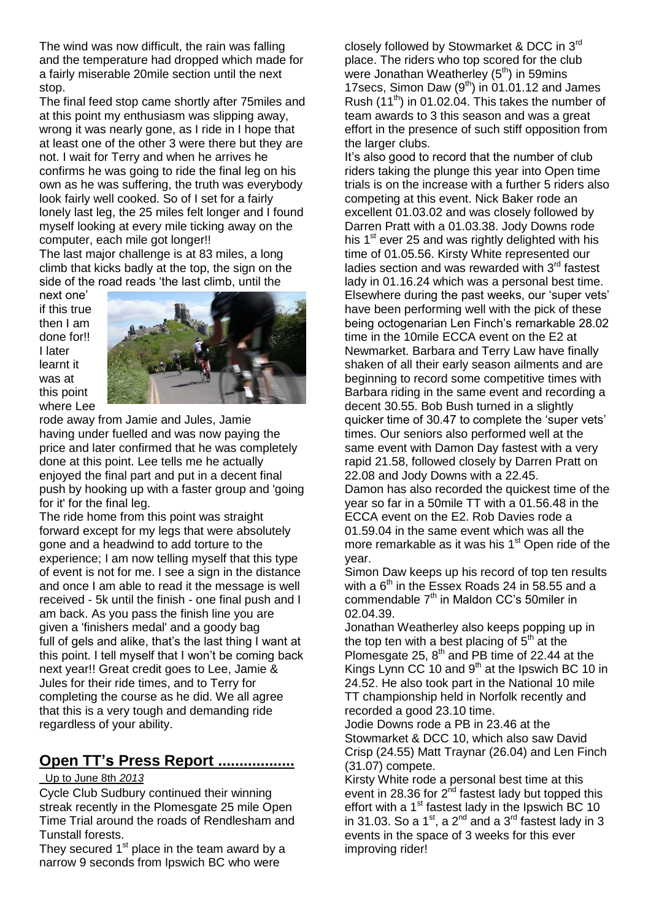The wind was now difficult, the rain was falling and the temperature had dropped which made for a fairly miserable 20mile section until the next stop.

The final feed stop came shortly after 75miles and at this point my enthusiasm was slipping away, wrong it was nearly gone, as I ride in I hope that at least one of the other 3 were there but they are not. I wait for Terry and when he arrives he confirms he was going to ride the final leg on his own as he was suffering, the truth was everybody look fairly well cooked. So of I set for a fairly lonely last leg, the 25 miles felt longer and I found myself looking at every mile ticking away on the computer, each mile got longer!!

The last major challenge is at 83 miles, a long climb that kicks badly at the top, the sign on the side of the road reads 'the last climb, until the next one' if this true then I am done for!! I later learnt it was at this point where Lee rode away from Jamie and Jules, Jamie having under fuelled and was now paying the price and later confirmed that he was completely done at this point. Lee tells me he actually enjoyed the final part and put in a decent final push by hooking up with a faster group and 'going for it' for the final leg.

The ride home from this point was straight forward except for my legs that were absolutely gone and a headwind to add torture to the experience; I am now telling myself that this type of event is not for me. I see a sign in the distance and once I am able to read it the message is well received - 5k until the finish - one final push and I am back. As you pass the finish line you are given a 'finishers medal' and a goody bag full of gels and alike, that's the last thing I want at this point. I tell myself that I won't be coming back next year!! Great credit goes to Lee, Jamie & Jules for their ride times, and to Terry for completing the course as he did. We all agree that this is a very tough and demanding ride regardless of your ability.

## Open TT's Press Report ..................

Up to June 8th *2013*

Cycle Club Sudbury continued their winning streak recently in the Plomesgate 25 mile Open Time Trial around the roads of Rendlesham and Tunstall forests.

They secured 1st place in the team award by a narrow 9 seconds from Ipswich BC who were closely followed by Stowmarket & DCC in 3rd place. The riders who top scored for the club were Jonathan Weatherley (5th) in 59mins 17secs, Simon Daw (9th) in 01.01.12 and James Rush (11th) in 01.02.04. This takes the number of team awards to 3 this season and was a great effort in the presence of such stiff opposition from the larger clubs.

It's also good to record that the number of club riders taking the plunge this year into Open time trials is on the increase with a further 5 riders also competing at this event. Nick Baker rode an excellent 01.03.02 and was closely followed by Darren Pratt with a 01.03.38. Jody Downs rode his 1st ever 25 and was rightly delighted with his time of 01.05.56. Kirsty White represented our ladies section and was rewarded with 3rd fastest lady in 01.16.24 which was a personal best time. Elsewhere during the past weeks, our 'super vets' have been performing well with the pick of these being octogenarian Len Finch's remarkable 28.02 time in the 10mile ECCA event on the E2 at Newmarket. Barbara and Terry Law have finally shaken of all their early season ailments and are beginning to record some competitive times with Barbara riding in the same event and recording a decent 30.55. Bob Bush turned in a slightly quicker time of 30.47 to complete the 'super vets' times. Our seniors also performed well at the same event with Damon Day fastest with a very rapid 21.58, followed closely by Darren Pratt on 22.08 and Jody Downs with a 22.45.

Damon has also recorded the quickest time of the year so far in a 50mile TT with a 01.56.48 in the ECCA event on the E2. Rob Davies rode a 01.59.04 in the same event which was all the more remarkable as it was his 1st Open ride of the year.

Simon Daw keeps up his record of top ten results with a 6th in the Essex Roads 24 in 58.55 and a commendable 7th in Maldon CC's 50miler in 02.04.39.

Jonathan Weatherley also keeps popping up in the top ten with a best placing of 5th at the Plomesgate 25, 8th and PB time of 22.44 at the Kings Lynn CC 10 and 9th at the Ipswich BC 10 in 24.52. He also took part in the National 10 mile TT championship held in Norfolk recently and recorded a good 23.10 time.

Jodie Downs rode a PB in 23.46 at the Stowmarket & DCC 10, which also saw David Crisp (24.55) Matt Traynar (26.04) and Len Finch (31.07) compete.

Kirsty White rode a personal best time at this event in 28.36 for 2nd fastest lady but topped this effort with a 1st fastest lady in the Ipswich BC 10 in 31.03. So a 1st, a 2nd and a 3rd fastest lady in 3 events in the space of 3 weeks for this ever improving rider!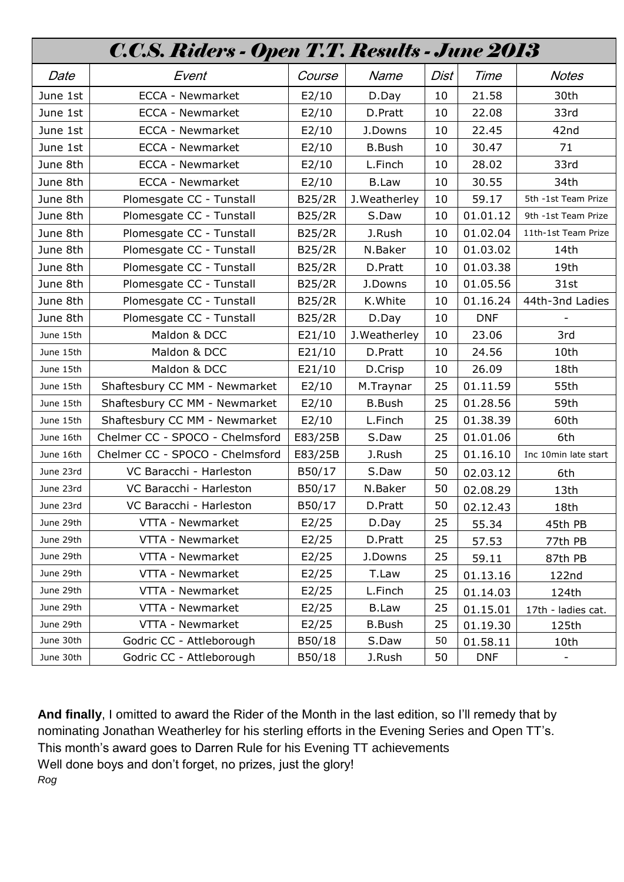# C.C.S. Riders - Open T.T. Results - June 2013

| Date | Event | Course | Name | Dist | Time | Notes |
|---|---|---|---|---|---|---|
| June 1st | ECCA - Newmarket | E2/10 | D.Day | 10 | 21.58 | 30th |
| June 1st | ECCA - Newmarket | E2/10 | D.Pratt | 10 | 22.08 | 33rd |
| June 1st | ECCA - Newmarket | E2/10 | J.Downs | 10 | 22.45 | 42nd |
| June 1st | ECCA - Newmarket | E2/10 | B.Bush | 10 | 30.47 | 71 |
| June 8th | ECCA - Newmarket | E2/10 | L.Finch | 10 | 28.02 | 33rd |
| June 8th | ECCA - Newmarket | E2/10 | B.Law | 10 | 30.55 | 34th |
| June 8th | Plomesgate CC - Tunstall | B25/2R | J.Weatherley | 10 | 59.17 | 5th -1st Team Prize |
| June 8th | Plomesgate CC - Tunstall | B25/2R | S.Daw | 10 | 01.01.12 | 9th -1st Team Prize |
| June 8th | Plomesgate CC - Tunstall | B25/2R | J.Rush | 10 | 01.02.04 | 11th-1st Team Prize |
| June 8th | Plomesgate CC - Tunstall | B25/2R | N.Baker | 10 | 01.03.02 | 14th |
| June 8th | Plomesgate CC - Tunstall | B25/2R | D.Pratt | 10 | 01.03.38 | 19th |
| June 8th | Plomesgate CC - Tunstall | B25/2R | J.Downs | 10 | 01.05.56 | 31st |
| June 8th | Plomesgate CC - Tunstall | B25/2R | K.White | 10 | 01.16.24 | 44th-3nd Ladies |
| June 8th | Plomesgate CC - Tunstall | B25/2R | D.Day | 10 | DNF | - |
| June 15th | Maldon & DCC | E21/10 | J.Weatherley | 10 | 23.06 | 3rd |
| June 15th | Maldon & DCC | E21/10 | D.Pratt | 10 | 24.56 | 10th |
| June 15th | Maldon & DCC | E21/10 | D.Crisp | 10 | 26.09 | 18th |
| June 15th | Shaftesbury CC MM - Newmarket | E2/10 | M.Traynar | 25 | 01.11.59 | 55th |
| June 15th | Shaftesbury CC MM - Newmarket | E2/10 | B.Bush | 25 | 01.28.56 | 59th |
| June 15th | Shaftesbury CC MM - Newmarket | E2/10 | L.Finch | 25 | 01.38.39 | 60th |
| June 16th | Chelmer CC - SPOCO - Chelmsford | E83/25B | S.Daw | 25 | 01.01.06 | 6th |
| June 16th | Chelmer CC - SPOCO - Chelmsford | E83/25B | J.Rush | 25 | 01.16.10 | Inc 10min late start |
| June 23rd | VC Baracchi - Harleston | B50/17 | S.Daw | 50 | 02.03.12 | 6th |
| June 23rd | VC Baracchi - Harleston | B50/17 | N.Baker | 50 | 02.08.29 | 13th |
| June 23rd | VC Baracchi - Harleston | B50/17 | D.Pratt | 50 | 02.12.43 | 18th |
| June 29th | VTTA - Newmarket | E2/25 | D.Day | 25 | 55.34 | 45th PB |
| June 29th | VTTA - Newmarket | E2/25 | D.Pratt | 25 | 57.53 | 77th PB |
| June 29th | VTTA - Newmarket | E2/25 | J.Downs | 25 | 59.11 | 87th PB |
| June 29th | VTTA - Newmarket | E2/25 | T.Law | 25 | 01.13.16 | 122nd |
| June 29th | VTTA - Newmarket | E2/25 | L.Finch | 25 | 01.14.03 | 124th |
| June 29th | VTTA - Newmarket | E2/25 | B.Law | 25 | 01.15.01 | 17th - ladies cat. |
| June 29th | VTTA - Newmarket | E2/25 | B.Bush | 25 | 01.19.30 | 125th |
| June 30th | Godric CC - Attleborough | B50/18 | S.Daw | 50 | 01.58.11 | 10th |
| June 30th | Godric CC - Attleborough | B50/18 | J.Rush | 50 | DNF | - |

**And finally**, I omitted to award the Rider of the Month in the last edition, so I'll remedy that by nominating Jonathan Weatherley for his sterling efforts in the Evening Series and Open TT's.
This month's award goes to Darren Rule for his Evening TT achievements
Well done boys and don't forget, no prizes, just the glory!
*Rog*